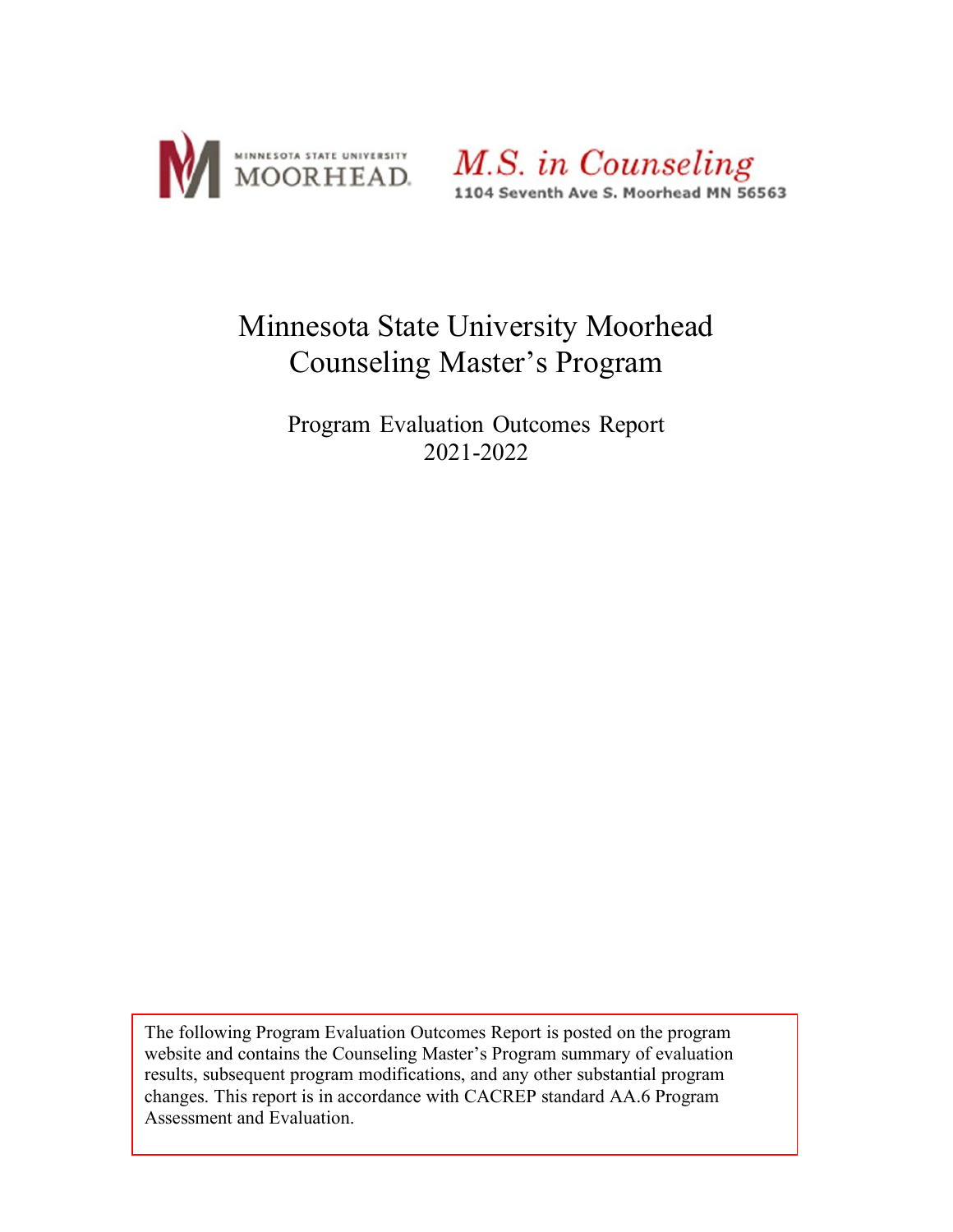MINNESOTA STATE UNIVERSITY MOORHEAD

*M.S. in Counseling*
1104 Seventh Ave S. Moorhead MN 56563

# Minnesota State University Moorhead Counseling Master's Program

## Program Evaluation Outcomes Report 2021-2022

The following Program Evaluation Outcomes Report is posted on the program website and contains the Counseling Master's Program summary of evaluation results, subsequent program modifications, and any other substantial program changes. This report is in accordance with CACREP standard AA.6 Program Assessment and Evaluation.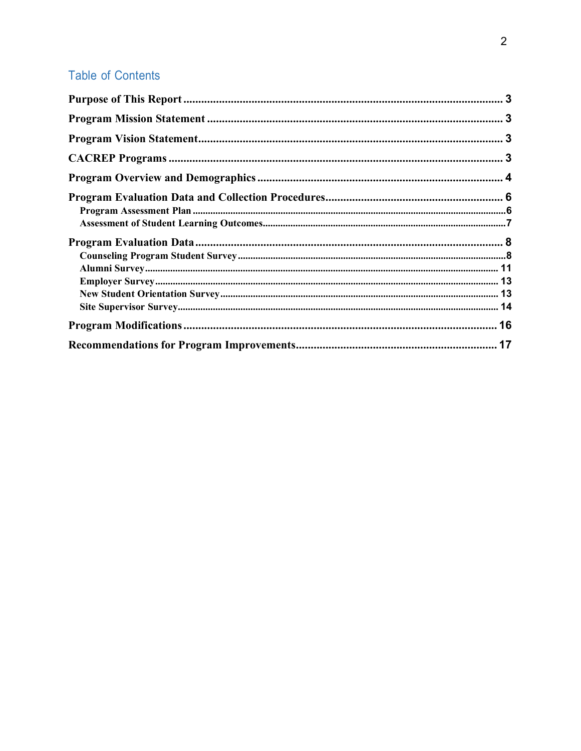## Table of Contents

**Purpose of This Report** .......... 3

**Program Mission Statement** .......... 3

**Program Vision Statement** .......... 3

**CACREP Programs** .......... 3

**Program Overview and Demographics** .......... 4

**Program Evaluation Data and Collection Procedures** .......... 6

- **Program Assessment Plan** .......... 6
- **Assessment of Student Learning Outcomes** .......... 7

**Program Evaluation Data** .......... 8

- **Counseling Program Student Survey** .......... 8
- **Alumni Survey** .......... 11
- **Employer Survey** .......... 13
- **New Student Orientation Survey** .......... 13
- **Site Supervisor Survey** .......... 14

**Program Modifications** .......... 16

**Recommendations for Program Improvements** .......... 17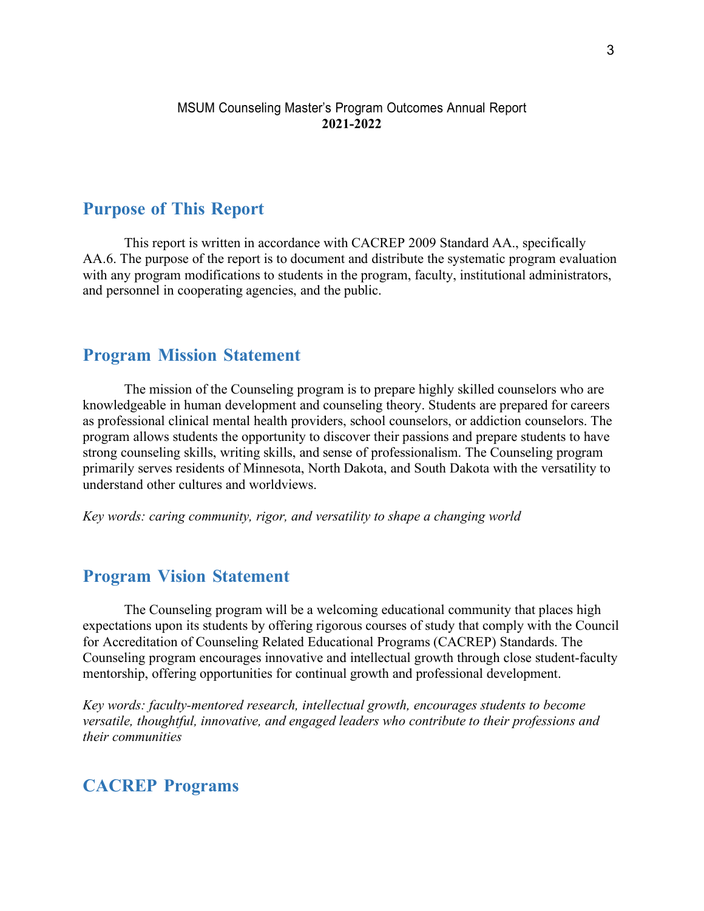MSUM Counseling Master's Program Outcomes Annual Report
**2021-2022**

## Purpose of This Report

This report is written in accordance with CACREP 2009 Standard AA., specifically AA.6. The purpose of the report is to document and distribute the systematic program evaluation with any program modifications to students in the program, faculty, institutional administrators, and personnel in cooperating agencies, and the public.

## Program Mission Statement

The mission of the Counseling program is to prepare highly skilled counselors who are knowledgeable in human development and counseling theory. Students are prepared for careers as professional clinical mental health providers, school counselors, or addiction counselors. The program allows students the opportunity to discover their passions and prepare students to have strong counseling skills, writing skills, and sense of professionalism. The Counseling program primarily serves residents of Minnesota, North Dakota, and South Dakota with the versatility to understand other cultures and worldviews.

*Key words: caring community, rigor, and versatility to shape a changing world*

## Program Vision Statement

The Counseling program will be a welcoming educational community that places high expectations upon its students by offering rigorous courses of study that comply with the Council for Accreditation of Counseling Related Educational Programs (CACREP) Standards. The Counseling program encourages innovative and intellectual growth through close student-faculty mentorship, offering opportunities for continual growth and professional development.

*Key words: faculty-mentored research, intellectual growth, encourages students to become versatile, thoughtful, innovative, and engaged leaders who contribute to their professions and their communities*

## CACREP Programs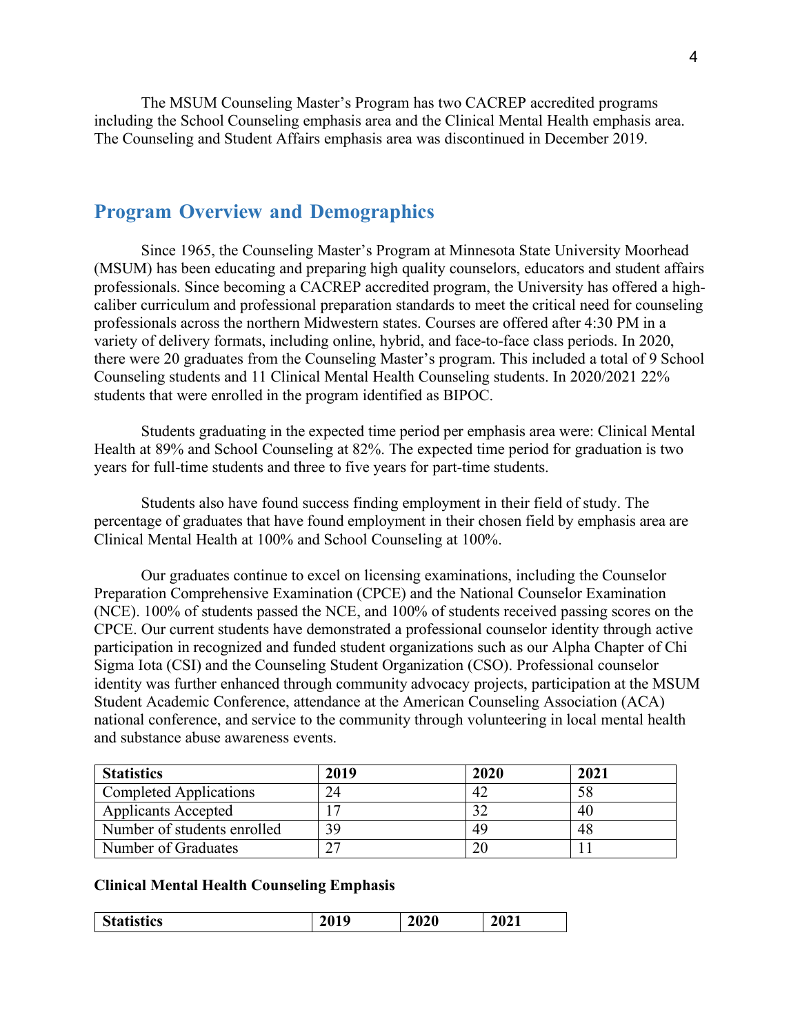The MSUM Counseling Master's Program has two CACREP accredited programs including the School Counseling emphasis area and the Clinical Mental Health emphasis area. The Counseling and Student Affairs emphasis area was discontinued in December 2019.

## Program Overview and Demographics

Since 1965, the Counseling Master's Program at Minnesota State University Moorhead (MSUM) has been educating and preparing high quality counselors, educators and student affairs professionals. Since becoming a CACREP accredited program, the University has offered a high-caliber curriculum and professional preparation standards to meet the critical need for counseling professionals across the northern Midwestern states. Courses are offered after 4:30 PM in a variety of delivery formats, including online, hybrid, and face-to-face class periods. In 2020, there were 20 graduates from the Counseling Master's program. This included a total of 9 School Counseling students and 11 Clinical Mental Health Counseling students. In 2020/2021 22% students that were enrolled in the program identified as BIPOC.

Students graduating in the expected time period per emphasis area were: Clinical Mental Health at 89% and School Counseling at 82%. The expected time period for graduation is two years for full-time students and three to five years for part-time students.

Students also have found success finding employment in their field of study. The percentage of graduates that have found employment in their chosen field by emphasis area are Clinical Mental Health at 100% and School Counseling at 100%.

Our graduates continue to excel on licensing examinations, including the Counselor Preparation Comprehensive Examination (CPCE) and the National Counselor Examination (NCE). 100% of students passed the NCE, and 100% of students received passing scores on the CPCE. Our current students have demonstrated a professional counselor identity through active participation in recognized and funded student organizations such as our Alpha Chapter of Chi Sigma Iota (CSI) and the Counseling Student Organization (CSO). Professional counselor identity was further enhanced through community advocacy projects, participation at the MSUM Student Academic Conference, attendance at the American Counseling Association (ACA) national conference, and service to the community through volunteering in local mental health and substance abuse awareness events.

| **Statistics** | **2019** | **2020** | **2021** |
|---|---|---|---|
| Completed Applications | 24 | 42 | 58 |
| Applicants Accepted | 17 | 32 | 40 |
| Number of students enrolled | 39 | 49 | 48 |
| Number of Graduates | 27 | 20 | 11 |

**Clinical Mental Health Counseling Emphasis**

| **Statistics** | **2019** | **2020** | **2021** |
|---|---|---|---|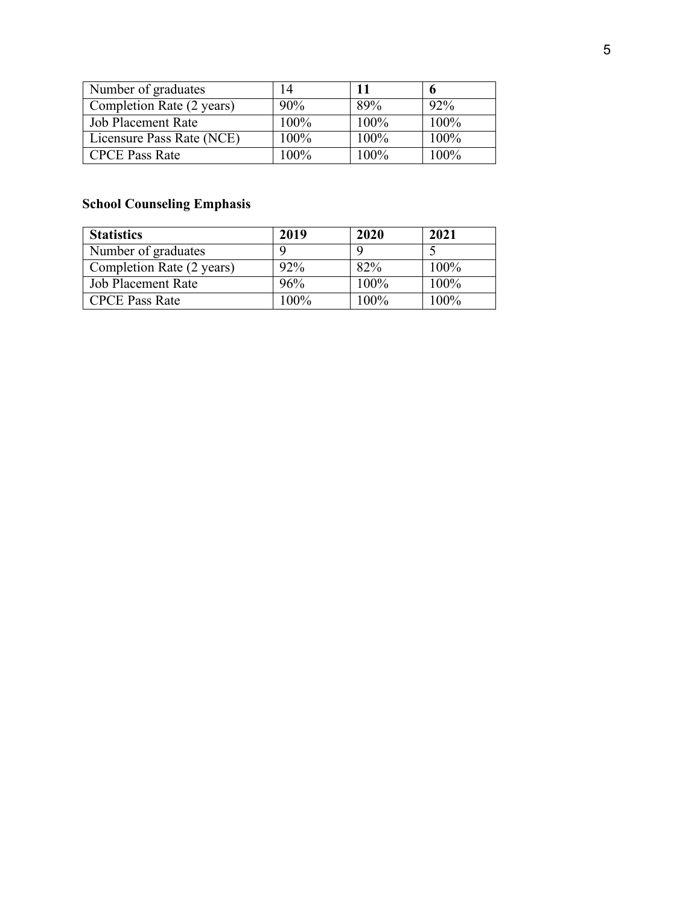| | | | |
|---|---|---|---|
| Number of graduates | 14 | **11** | **6** |
| Completion Rate (2 years) | 90% | 89% | 92% |
| Job Placement Rate | 100% | 100% | 100% |
| Licensure Pass Rate (NCE) | 100% | 100% | 100% |
| CPCE Pass Rate | 100% | 100% | 100% |

**School Counseling Emphasis**

| **Statistics** | **2019** | **2020** | **2021** |
|---|---|---|---|
| Number of graduates | 9 | 9 | 5 |
| Completion Rate (2 years) | 92% | 82% | 100% |
| Job Placement Rate | 96% | 100% | 100% |
| CPCE Pass Rate | 100% | 100% | 100% |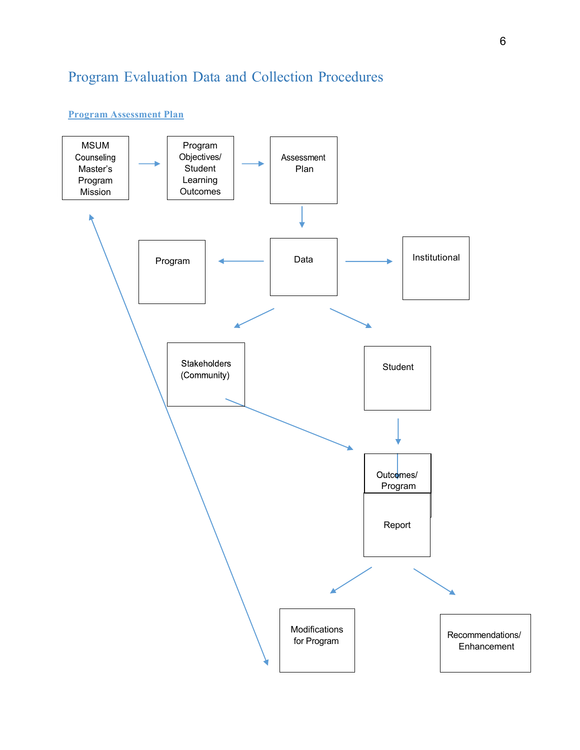# Program Evaluation Data and Collection Procedures

**Program Assessment Plan**

MSUM Counseling Master's Program Mission → Program Objectives/ Student Learning Outcomes → Assessment Plan

Assessment Plan → Data

Data → Program

Data → Institutional

Data → Stakeholders (Community)

Data → Student

Stakeholders (Community) → Outcomes/ Program Report

Student → Outcomes/ Program Report

Outcomes/ Program Report → Modifications for Program

Outcomes/ Program Report → Recommendations/ Enhancement

Modifications for Program ↔ MSUM Counseling Master's Program Mission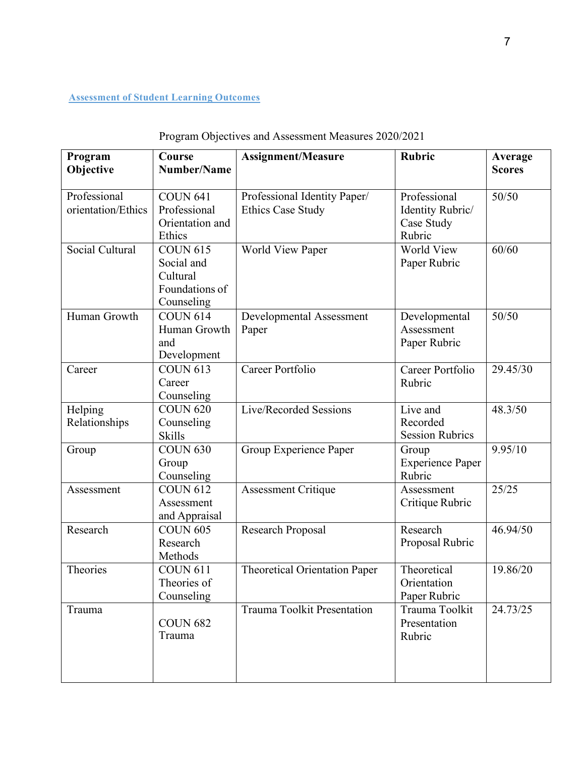## Assessment of Student Learning Outcomes

Program Objectives and Assessment Measures 2020/2021

| Program Objective | Course Number/Name | Assignment/Measure | Rubric | Average Scores |
|---|---|---|---|---|
| Professional orientation/Ethics | COUN 641 Professional Orientation and Ethics | Professional Identity Paper/ Ethics Case Study | Professional Identity Rubric/ Case Study Rubric | 50/50 |
| Social Cultural | COUN 615 Social and Cultural Foundations of Counseling | World View Paper | World View Paper Rubric | 60/60 |
| Human Growth | COUN 614 Human Growth and Development | Developmental Assessment Paper | Developmental Assessment Paper Rubric | 50/50 |
| Career | COUN 613 Career Counseling | Career Portfolio | Career Portfolio Rubric | 29.45/30 |
| Helping Relationships | COUN 620 Counseling Skills | Live/Recorded Sessions | Live and Recorded Session Rubrics | 48.3/50 |
| Group | COUN 630 Group Counseling | Group Experience Paper | Group Experience Paper Rubric | 9.95/10 |
| Assessment | COUN 612 Assessment and Appraisal | Assessment Critique | Assessment Critique Rubric | 25/25 |
| Research | COUN 605 Research Methods | Research Proposal | Research Proposal Rubric | 46.94/50 |
| Theories | COUN 611 Theories of Counseling | Theoretical Orientation Paper | Theoretical Orientation Paper Rubric | 19.86/20 |
| Trauma | COUN 682 Trauma | Trauma Toolkit Presentation | Trauma Toolkit Presentation Rubric | 24.73/25 |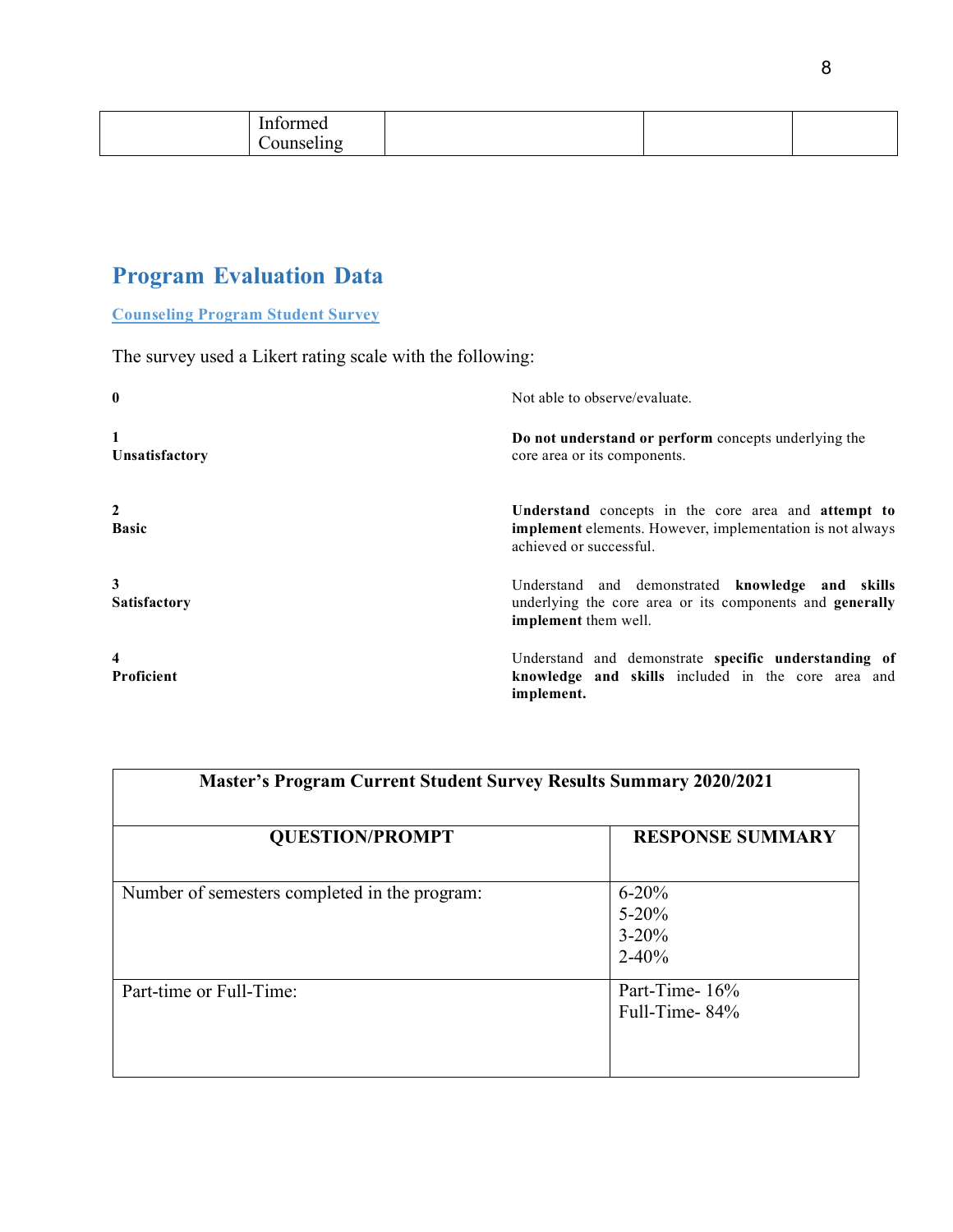| | Informed Counseling | | | |
|---|---|---|---|---|

## Program Evaluation Data

### Counseling Program Student Survey

The survey used a Likert rating scale with the following:

| | |
|---|---|
| **0** | Not able to observe/evaluate. |
| **1 Unsatisfactory** | **Do not understand or perform** concepts underlying the core area or its components. |
| **2 Basic** | **Understand** concepts in the core area and **attempt to implement** elements. However, implementation is not always achieved or successful. |
| **3 Satisfactory** | Understand and demonstrated **knowledge and skills** underlying the core area or its components and **generally implement** them well. |
| **4 Proficient** | Understand and demonstrate **specific understanding of knowledge and skills** included in the core area and **implement.** |

| **Master's Program Current Student Survey Results Summary 2020/2021** | |
|---|---|
| **QUESTION/PROMPT** | **RESPONSE SUMMARY** |
| Number of semesters completed in the program: | 6-20%<br>5-20%<br>3-20%<br>2-40% |
| Part-time or Full-Time: | Part-Time- 16%<br>Full-Time- 84% |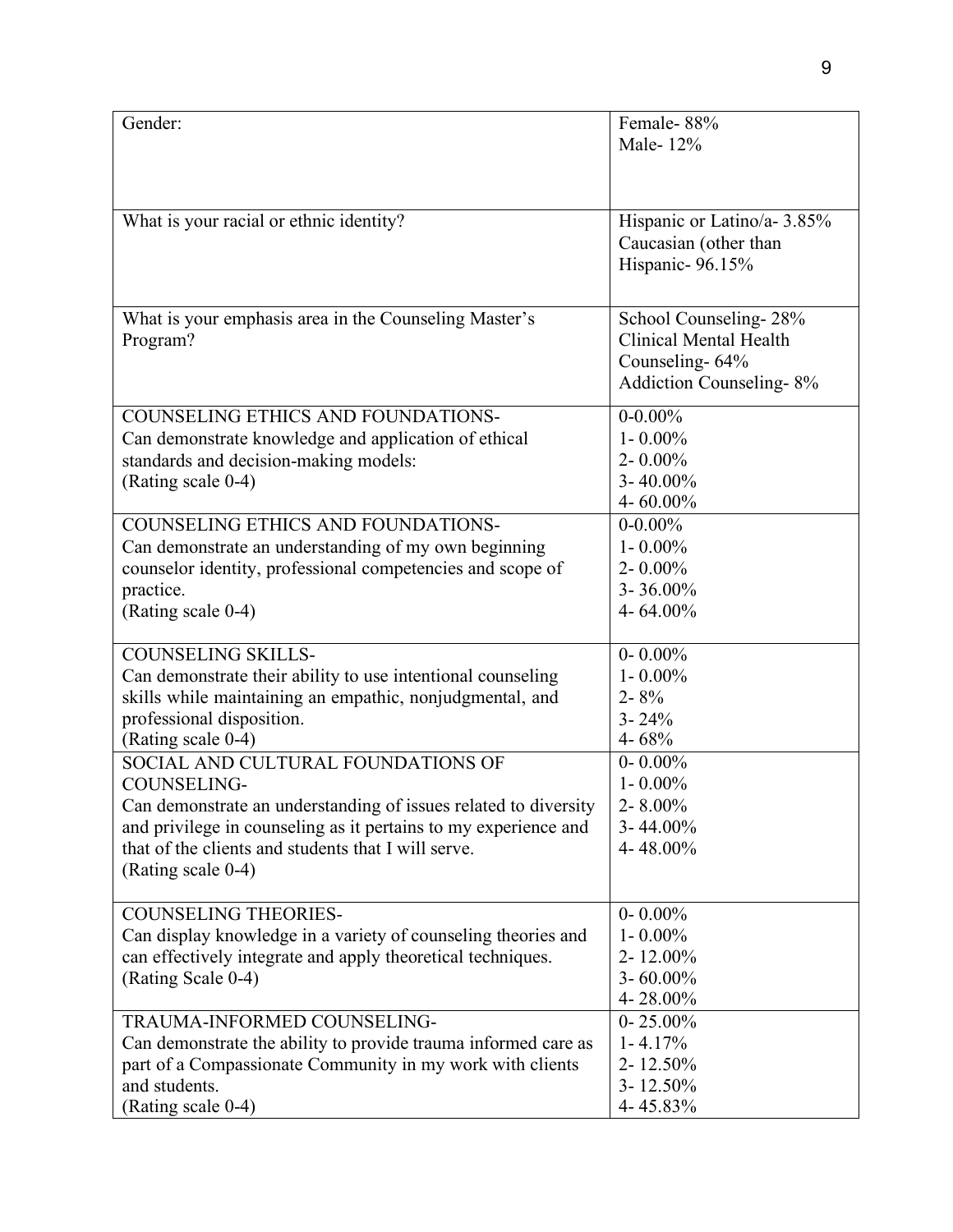| | |
|---|---|
| Gender: | Female- 88%<br>Male- 12% |
| What is your racial or ethnic identity? | Hispanic or Latino/a- 3.85%<br>Caucasian (other than Hispanic- 96.15% |
| What is your emphasis area in the Counseling Master's Program? | School Counseling- 28%<br>Clinical Mental Health Counseling- 64%<br>Addiction Counseling- 8% |
| COUNSELING ETHICS AND FOUNDATIONS-<br>Can demonstrate knowledge and application of ethical standards and decision-making models:<br>(Rating scale 0-4) | 0-0.00%<br>1- 0.00%<br>2- 0.00%<br>3- 40.00%<br>4- 60.00% |
| COUNSELING ETHICS AND FOUNDATIONS-<br>Can demonstrate an understanding of my own beginning counselor identity, professional competencies and scope of practice.<br>(Rating scale 0-4) | 0-0.00%<br>1- 0.00%<br>2- 0.00%<br>3- 36.00%<br>4- 64.00% |
| COUNSELING SKILLS-<br>Can demonstrate their ability to use intentional counseling skills while maintaining an empathic, nonjudgmental, and professional disposition.<br>(Rating scale 0-4) | 0- 0.00%<br>1- 0.00%<br>2- 8%<br>3- 24%<br>4- 68% |
| SOCIAL AND CULTURAL FOUNDATIONS OF COUNSELING-<br>Can demonstrate an understanding of issues related to diversity and privilege in counseling as it pertains to my experience and that of the clients and students that I will serve.<br>(Rating scale 0-4) | 0- 0.00%<br>1- 0.00%<br>2- 8.00%<br>3- 44.00%<br>4- 48.00% |
| COUNSELING THEORIES-<br>Can display knowledge in a variety of counseling theories and can effectively integrate and apply theoretical techniques.<br>(Rating Scale 0-4) | 0- 0.00%<br>1- 0.00%<br>2- 12.00%<br>3- 60.00%<br>4- 28.00% |
| TRAUMA-INFORMED COUNSELING-<br>Can demonstrate the ability to provide trauma informed care as part of a Compassionate Community in my work with clients and students.<br>(Rating scale 0-4) | 0- 25.00%<br>1- 4.17%<br>2- 12.50%<br>3- 12.50%<br>4- 45.83% |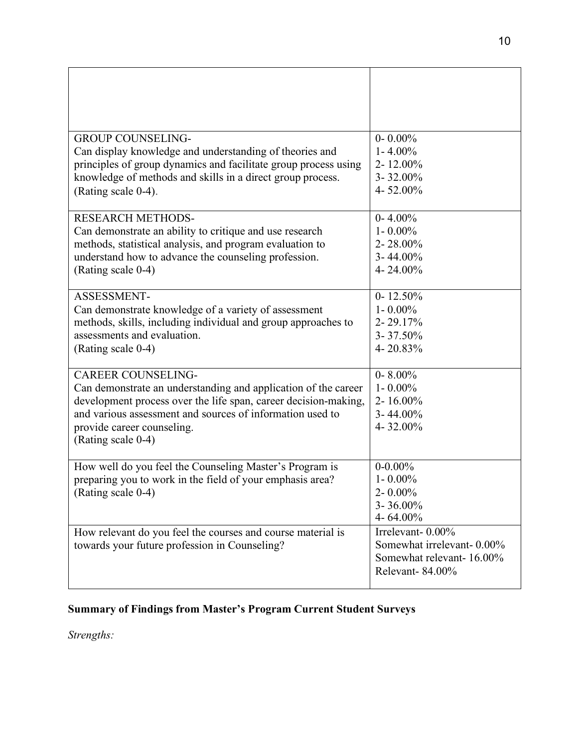| | |
|---|---|
| | |
| GROUP COUNSELING-<br>Can display knowledge and understanding of theories and principles of group dynamics and facilitate group process using knowledge of methods and skills in a direct group process.<br>(Rating scale 0-4). | 0- 0.00%<br>1- 4.00%<br>2- 12.00%<br>3- 32.00%<br>4- 52.00% |
| RESEARCH METHODS-<br>Can demonstrate an ability to critique and use research methods, statistical analysis, and program evaluation to understand how to advance the counseling profession.<br>(Rating scale 0-4) | 0- 4.00%<br>1- 0.00%<br>2- 28.00%<br>3- 44.00%<br>4- 24.00% |
| ASSESSMENT-<br>Can demonstrate knowledge of a variety of assessment methods, skills, including individual and group approaches to assessments and evaluation.<br>(Rating scale 0-4) | 0- 12.50%<br>1- 0.00%<br>2- 29.17%<br>3- 37.50%<br>4- 20.83% |
| CAREER COUNSELING-<br>Can demonstrate an understanding and application of the career development process over the life span, career decision-making, and various assessment and sources of information used to provide career counseling.<br>(Rating scale 0-4) | 0- 8.00%<br>1- 0.00%<br>2- 16.00%<br>3- 44.00%<br>4- 32.00% |
| How well do you feel the Counseling Master's Program is preparing you to work in the field of your emphasis area?<br>(Rating scale 0-4) | 0-0.00%<br>1- 0.00%<br>2- 0.00%<br>3- 36.00%<br>4- 64.00% |
| How relevant do you feel the courses and course material is towards your future profession in Counseling? | Irrelevant- 0.00%<br>Somewhat irrelevant- 0.00%<br>Somewhat relevant- 16.00%<br>Relevant- 84.00% |

**Summary of Findings from Master's Program Current Student Surveys**

*Strengths:*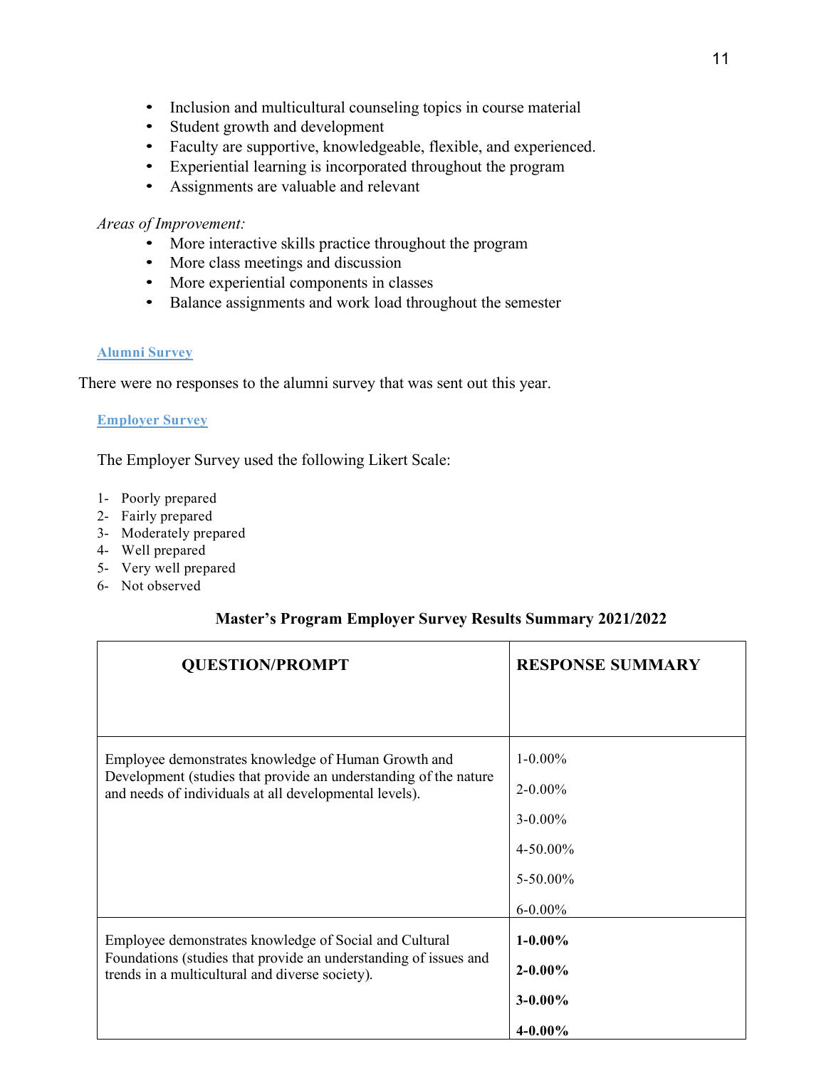- Inclusion and multicultural counseling topics in course material
- Student growth and development
- Faculty are supportive, knowledgeable, flexible, and experienced.
- Experiential learning is incorporated throughout the program
- Assignments are valuable and relevant

*Areas of Improvement:*

- More interactive skills practice throughout the program
- More class meetings and discussion
- More experiential components in classes
- Balance assignments and work load throughout the semester

### Alumni Survey

There were no responses to the alumni survey that was sent out this year.

### Employer Survey

The Employer Survey used the following Likert Scale:

1- Poorly prepared
2- Fairly prepared
3- Moderately prepared
4- Well prepared
5- Very well prepared
6- Not observed

**Master's Program Employer Survey Results Summary 2021/2022**

| QUESTION/PROMPT | RESPONSE SUMMARY |
|---|---|
| Employee demonstrates knowledge of Human Growth and Development (studies that provide an understanding of the nature and needs of individuals at all developmental levels). | 1-0.00%<br>2-0.00%<br>3-0.00%<br>4-50.00%<br>5-50.00%<br>6-0.00% |
| Employee demonstrates knowledge of Social and Cultural Foundations (studies that provide an understanding of issues and trends in a multicultural and diverse society). | **1-0.00%**<br>**2-0.00%**<br>**3-0.00%**<br>**4-0.00%** |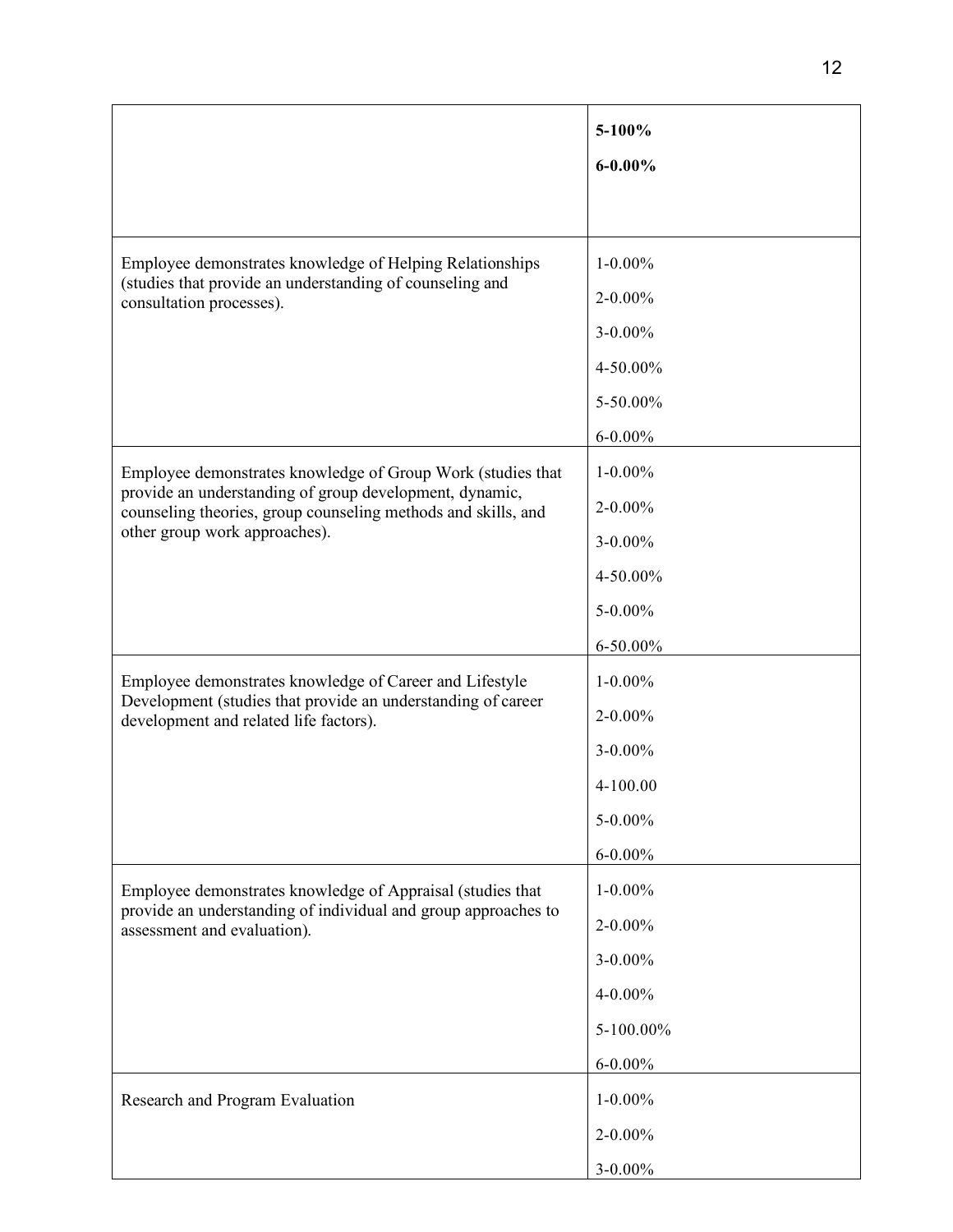| | |
|---|---|
| | **5-100%**<br>**6-0.00%** |
| Employee demonstrates knowledge of Helping Relationships (studies that provide an understanding of counseling and consultation processes). | 1-0.00%<br>2-0.00%<br>3-0.00%<br>4-50.00%<br>5-50.00%<br>6-0.00% |
| Employee demonstrates knowledge of Group Work (studies that provide an understanding of group development, dynamic, counseling theories, group counseling methods and skills, and other group work approaches). | 1-0.00%<br>2-0.00%<br>3-0.00%<br>4-50.00%<br>5-0.00%<br>6-50.00% |
| Employee demonstrates knowledge of Career and Lifestyle Development (studies that provide an understanding of career development and related life factors). | 1-0.00%<br>2-0.00%<br>3-0.00%<br>4-100.00<br>5-0.00%<br>6-0.00% |
| Employee demonstrates knowledge of Appraisal (studies that provide an understanding of individual and group approaches to assessment and evaluation). | 1-0.00%<br>2-0.00%<br>3-0.00%<br>4-0.00%<br>5-100.00%<br>6-0.00% |
| Research and Program Evaluation | 1-0.00%<br>2-0.00%<br>3-0.00% |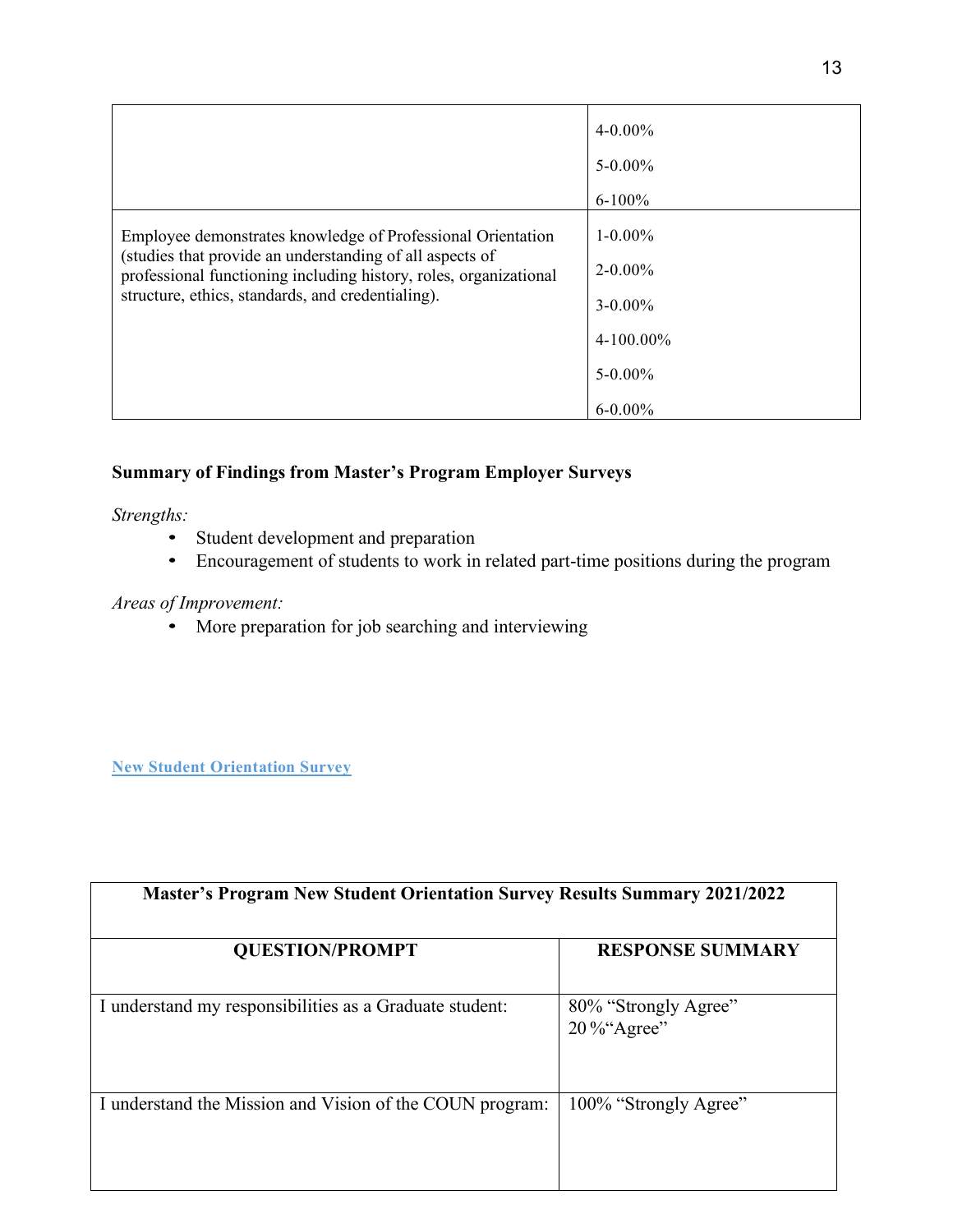| | |
|---|---|
| | 4-0.00%<br>5-0.00%<br>6-100% |
| Employee demonstrates knowledge of Professional Orientation (studies that provide an understanding of all aspects of professional functioning including history, roles, organizational structure, ethics, standards, and credentialing). | 1-0.00%<br>2-0.00%<br>3-0.00%<br>4-100.00%<br>5-0.00%<br>6-0.00% |

**Summary of Findings from Master's Program Employer Surveys**

*Strengths:*

- Student development and preparation
- Encouragement of students to work in related part-time positions during the program

*Areas of Improvement:*

- More preparation for job searching and interviewing

**New Student Orientation Survey**

| Master's Program New Student Orientation Survey Results Summary 2021/2022 | |
|---|---|
| **QUESTION/PROMPT** | **RESPONSE SUMMARY** |
| I understand my responsibilities as a Graduate student: | 80% "Strongly Agree"<br>20 %"Agree" |
| I understand the Mission and Vision of the COUN program: | 100% "Strongly Agree" |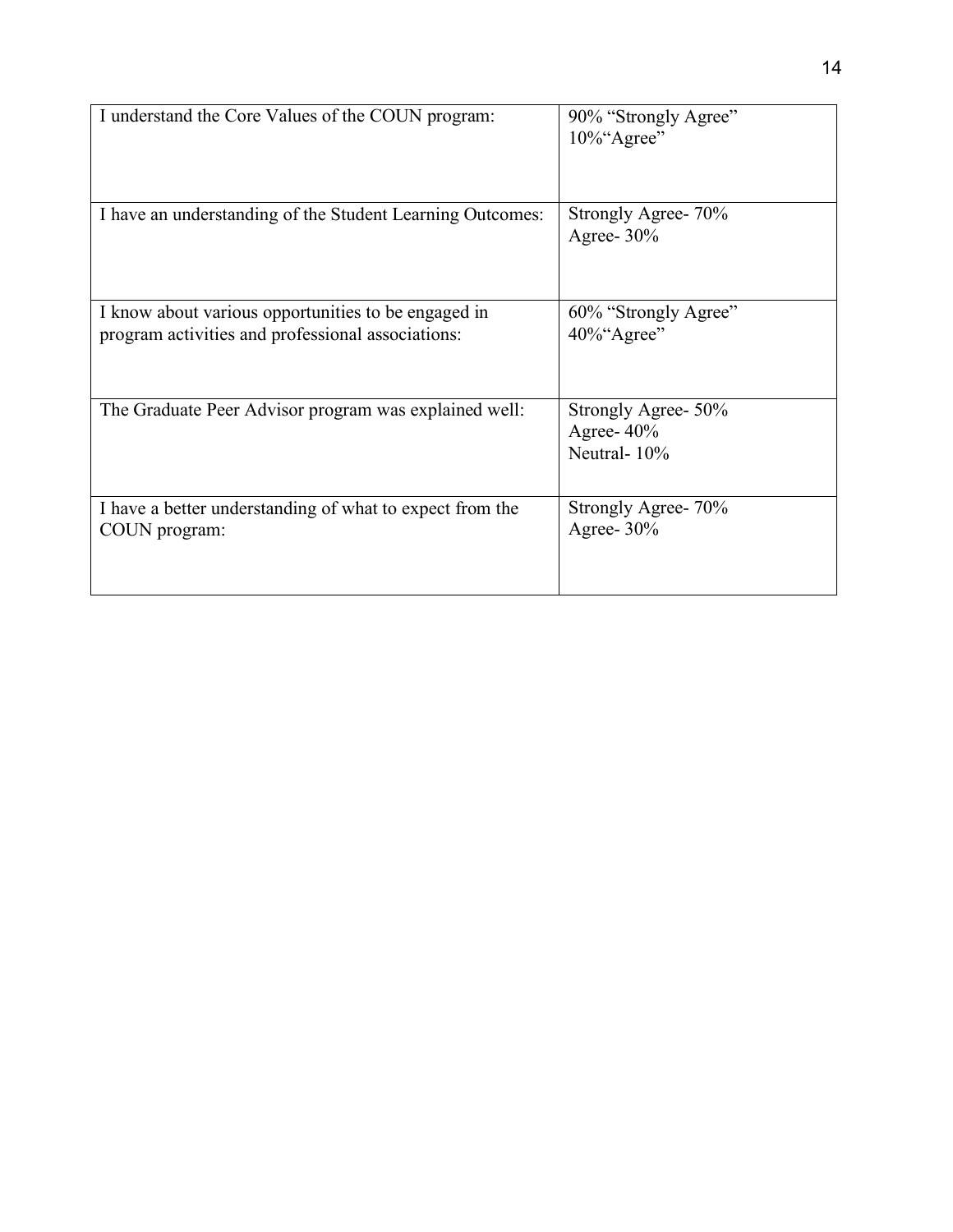| I understand the Core Values of the COUN program: | 90% “Strongly Agree”<br>10%“Agree” |
|---|---|
| I have an understanding of the Student Learning Outcomes: | Strongly Agree- 70%<br>Agree- 30% |
| I know about various opportunities to be engaged in program activities and professional associations: | 60% “Strongly Agree”<br>40%“Agree” |
| The Graduate Peer Advisor program was explained well: | Strongly Agree- 50%<br>Agree- 40%<br>Neutral- 10% |
| I have a better understanding of what to expect from the COUN program: | Strongly Agree- 70%<br>Agree- 30% |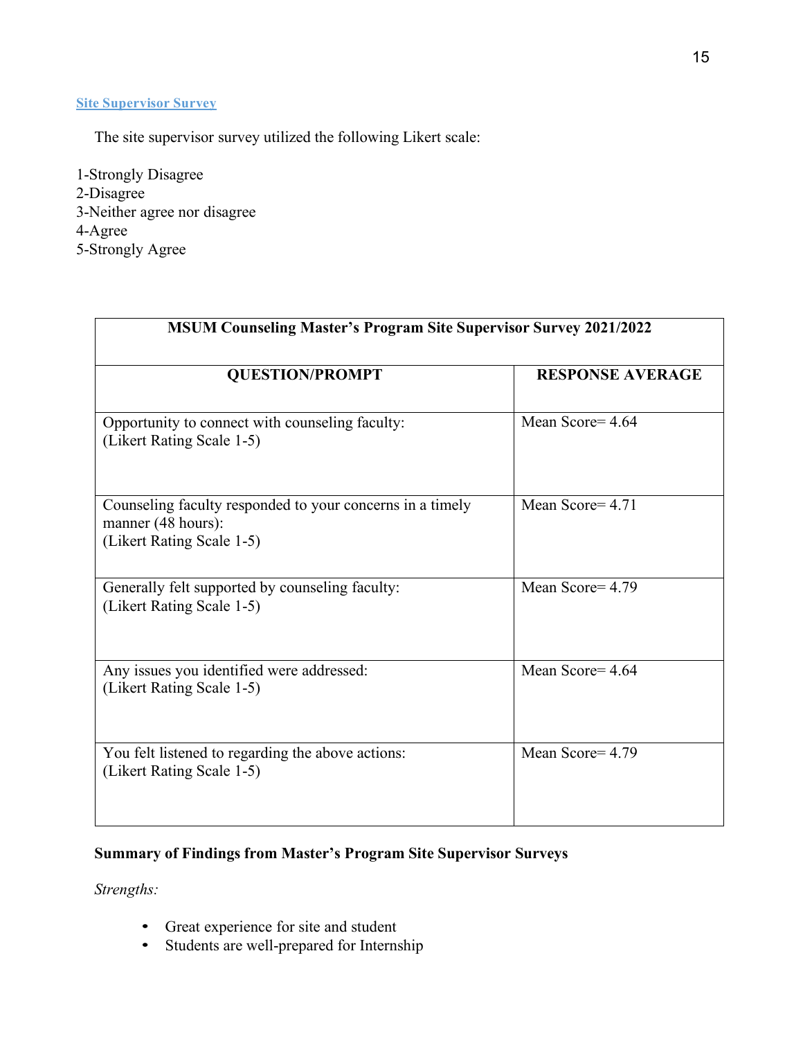## Site Supervisor Survey

The site supervisor survey utilized the following Likert scale:

1-Strongly Disagree
2-Disagree
3-Neither agree nor disagree
4-Agree
5-Strongly Agree

| MSUM Counseling Master's Program Site Supervisor Survey 2021/2022 | |
|---|---|
| **QUESTION/PROMPT** | **RESPONSE AVERAGE** |
| Opportunity to connect with counseling faculty: (Likert Rating Scale 1-5) | Mean Score= 4.64 |
| Counseling faculty responded to your concerns in a timely manner (48 hours): (Likert Rating Scale 1-5) | Mean Score= 4.71 |
| Generally felt supported by counseling faculty: (Likert Rating Scale 1-5) | Mean Score= 4.79 |
| Any issues you identified were addressed: (Likert Rating Scale 1-5) | Mean Score= 4.64 |
| You felt listened to regarding the above actions: (Likert Rating Scale 1-5) | Mean Score= 4.79 |

**Summary of Findings from Master's Program Site Supervisor Surveys**

*Strengths:*

- Great experience for site and student
- Students are well-prepared for Internship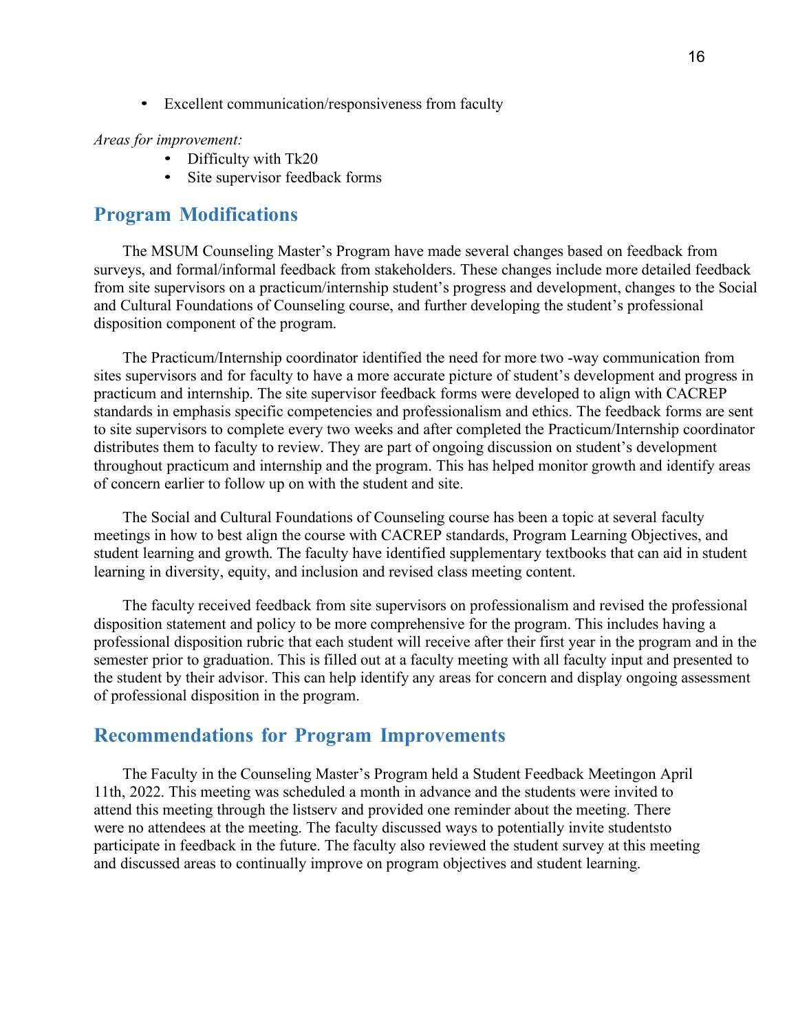- Excellent communication/responsiveness from faculty

*Areas for improvement:*

- Difficulty with Tk20
- Site supervisor feedback forms

## Program Modifications

The MSUM Counseling Master's Program have made several changes based on feedback from surveys, and formal/informal feedback from stakeholders. These changes include more detailed feedback from site supervisors on a practicum/internship student's progress and development, changes to the Social and Cultural Foundations of Counseling course, and further developing the student's professional disposition component of the program.

The Practicum/Internship coordinator identified the need for more two -way communication from sites supervisors and for faculty to have a more accurate picture of student's development and progress in practicum and internship. The site supervisor feedback forms were developed to align with CACREP standards in emphasis specific competencies and professionalism and ethics. The feedback forms are sent to site supervisors to complete every two weeks and after completed the Practicum/Internship coordinator distributes them to faculty to review. They are part of ongoing discussion on student's development throughout practicum and internship and the program. This has helped monitor growth and identify areas of concern earlier to follow up on with the student and site.

The Social and Cultural Foundations of Counseling course has been a topic at several faculty meetings in how to best align the course with CACREP standards, Program Learning Objectives, and student learning and growth. The faculty have identified supplementary textbooks that can aid in student learning in diversity, equity, and inclusion and revised class meeting content.

The faculty received feedback from site supervisors on professionalism and revised the professional disposition statement and policy to be more comprehensive for the program. This includes having a professional disposition rubric that each student will receive after their first year in the program and in the semester prior to graduation. This is filled out at a faculty meeting with all faculty input and presented to the student by their advisor. This can help identify any areas for concern and display ongoing assessment of professional disposition in the program.

## Recommendations for Program Improvements

The Faculty in the Counseling Master's Program held a Student Feedback Meetingon April 11th, 2022. This meeting was scheduled a month in advance and the students were invited to attend this meeting through the listserv and provided one reminder about the meeting. There were no attendees at the meeting. The faculty discussed ways to potentially invite studentsto participate in feedback in the future. The faculty also reviewed the student survey at this meeting and discussed areas to continually improve on program objectives and student learning.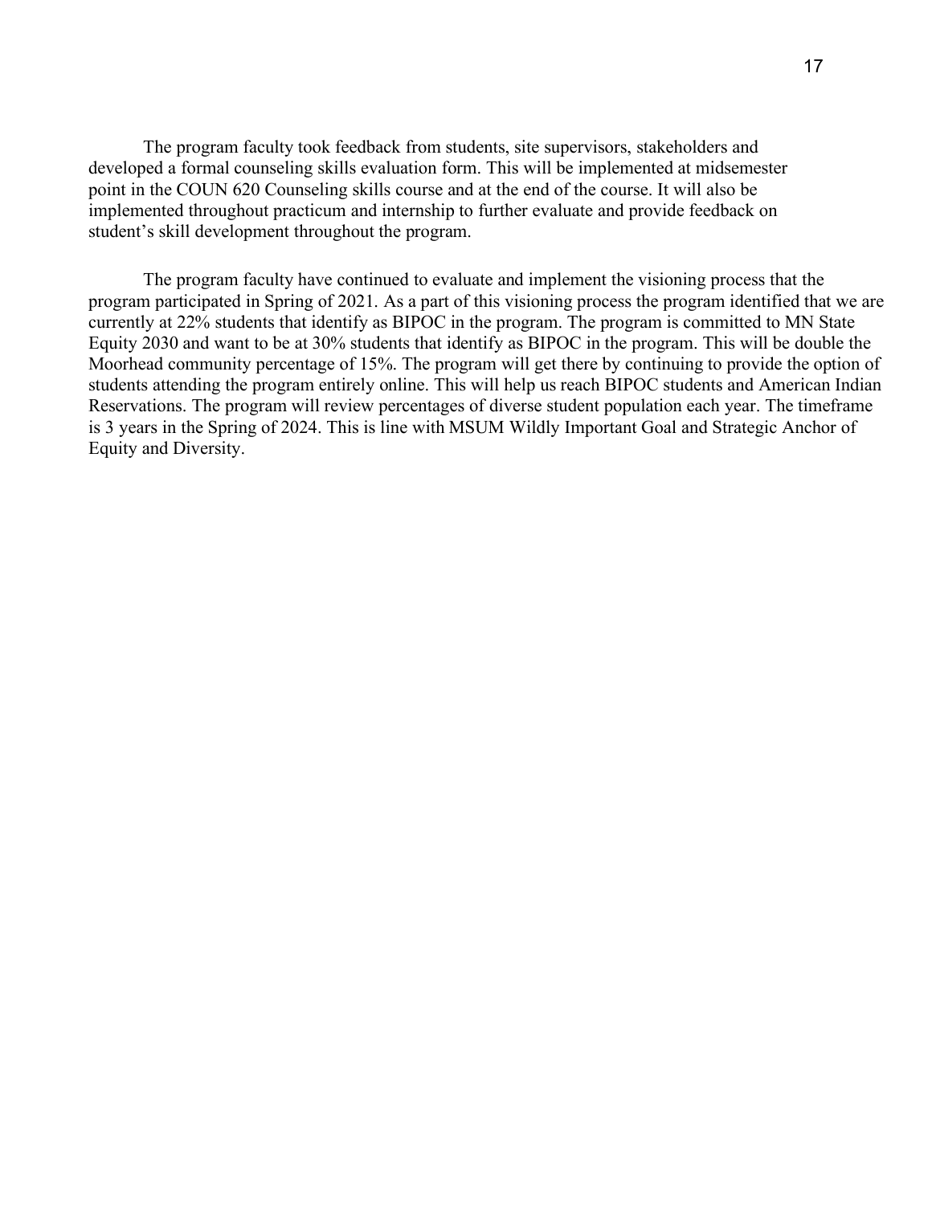The program faculty took feedback from students, site supervisors, stakeholders and developed a formal counseling skills evaluation form. This will be implemented at midsemester point in the COUN 620 Counseling skills course and at the end of the course. It will also be implemented throughout practicum and internship to further evaluate and provide feedback on student's skill development throughout the program.

The program faculty have continued to evaluate and implement the visioning process that the program participated in Spring of 2021. As a part of this visioning process the program identified that we are currently at 22% students that identify as BIPOC in the program. The program is committed to MN State Equity 2030 and want to be at 30% students that identify as BIPOC in the program. This will be double the Moorhead community percentage of 15%. The program will get there by continuing to provide the option of students attending the program entirely online. This will help us reach BIPOC students and American Indian Reservations. The program will review percentages of diverse student population each year. The timeframe is 3 years in the Spring of 2024. This is line with MSUM Wildly Important Goal and Strategic Anchor of Equity and Diversity.